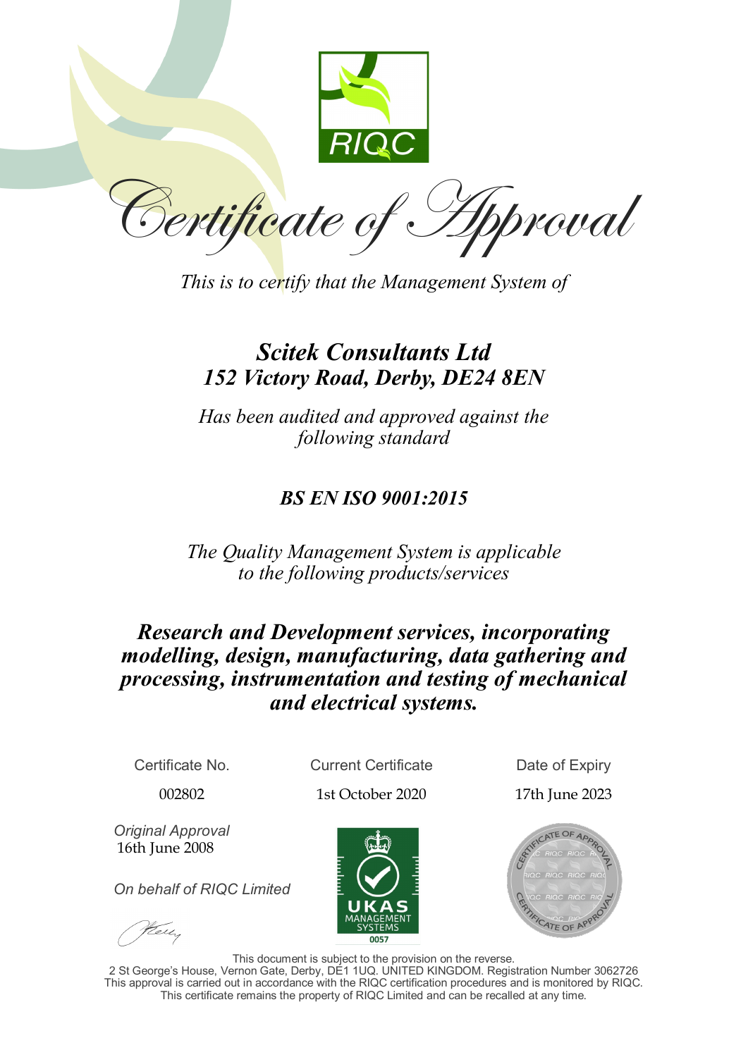RIQC

# *Certificate of Approval*

*This is to certify that the Management System of*

## ***Scitek Consultants Ltd***
## ***152 Victory Road, Derby, DE24 8EN***

*Has been audited and approved against the following standard*

## ***BS EN ISO 9001:2015***

*The Quality Management System is applicable to the following products/services*

### ***Research and Development services, incorporating modelling, design, manufacturing, data gathering and processing, instrumentation and testing of mechanical and electrical systems.***

| Certificate No. | Current Certificate | Date of Expiry |
|---|---|---|
| 002802 | 1st October 2020 | 17th June 2023 |

*Original Approval*
16th June 2008

*On behalf of RIQC Limited*

UKAS MANAGEMENT SYSTEMS 0057

CERTIFICATE OF APPROVAL

This document is subject to the provision on the reverse.
2 St George's House, Vernon Gate, Derby, DE1 1UQ. UNITED KINGDOM. Registration Number 3062726
This approval is carried out in accordance with the RIQC certification procedures and is monitored by RIQC.
This certificate remains the property of RIQC Limited and can be recalled at any time.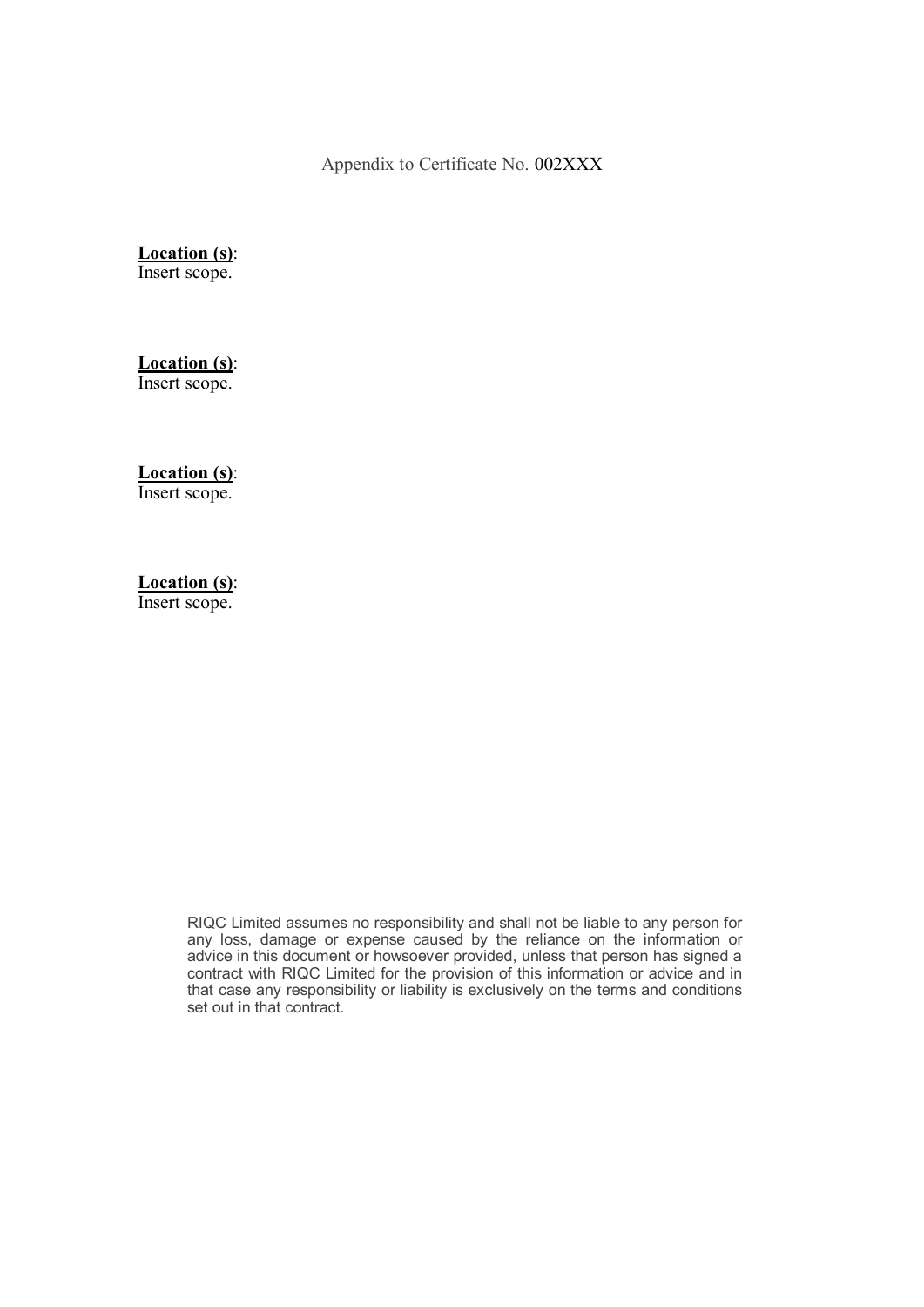Appendix to Certificate No. 002XXX

**Location (s)**:
Insert scope.

**Location (s)**:
Insert scope.

**Location (s)**:
Insert scope.

**Location (s)**:
Insert scope.

RIQC Limited assumes no responsibility and shall not be liable to any person for any loss, damage or expense caused by the reliance on the information or advice in this document or howsoever provided, unless that person has signed a contract with RIQC Limited for the provision of this information or advice and in that case any responsibility or liability is exclusively on the terms and conditions set out in that contract.